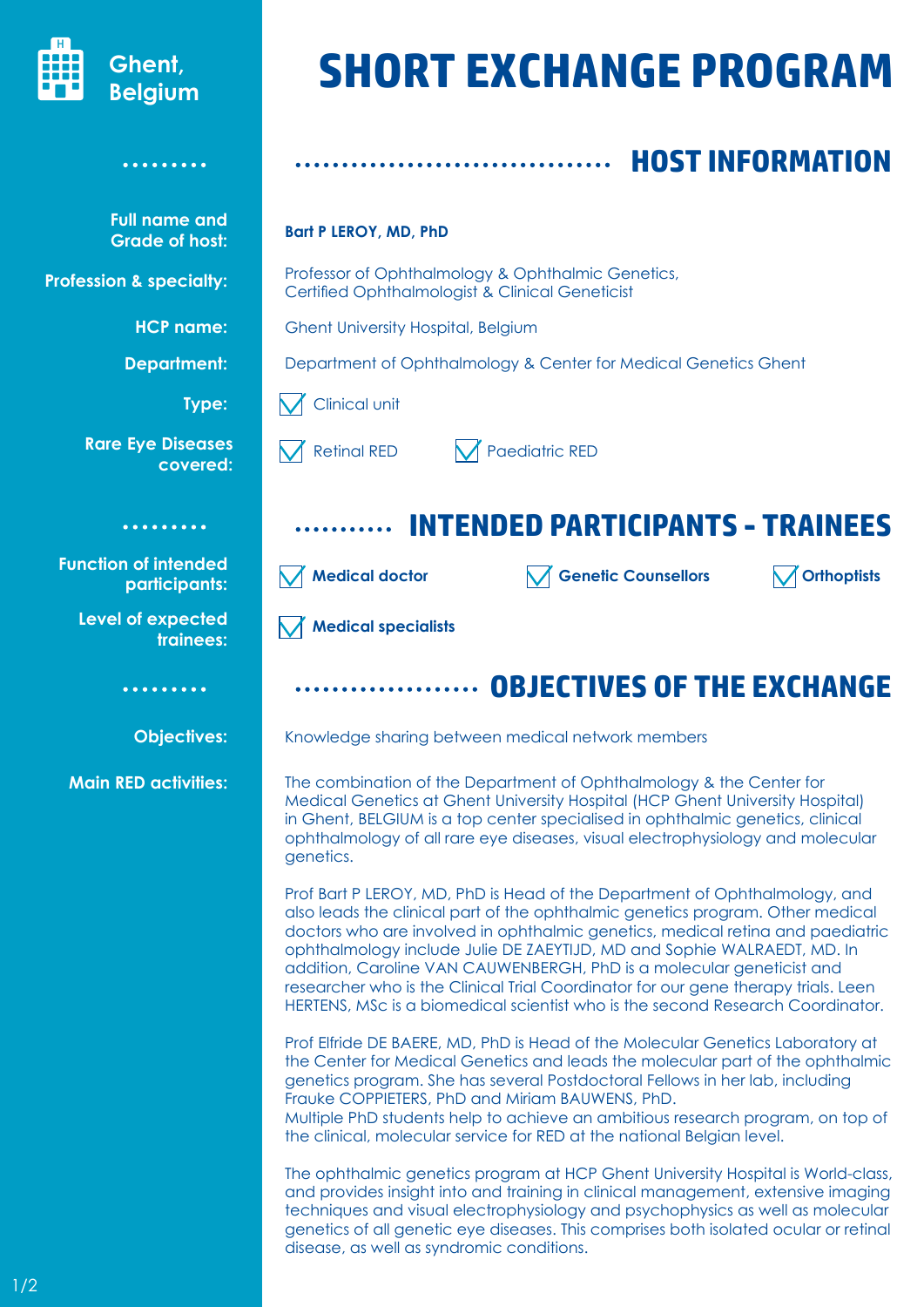Ghent, Belgium

# SHORT EXCHANGE PROGRAM

## HOST INFORMATION

**Full name and Grade of host:** **Bart P LEROY, MD, PhD**

**Profession & specialty:** Professor of Ophthalmology & Ophthalmic Genetics, Certified Ophthalmologist & Clinical Geneticist

**HCP name:** Ghent University Hospital, Belgium

**Department:** Department of Ophthalmology & Center for Medical Genetics Ghent

**Type:** ☑ Clinical unit

**Rare Eye Diseases covered:** ☑ Retinal RED ☑ Paediatric RED

## INTENDED PARTICIPANTS - TRAINEES

**Function of intended participants:** ☑ **Medical doctor** ☑ **Genetic Counsellors** ☑ **Orthoptists**

**Level of expected trainees:** ☑ **Medical specialists**

## OBJECTIVES OF THE EXCHANGE

**Objectives:** Knowledge sharing between medical network members

**Main RED activities:**

The combination of the Department of Ophthalmology & the Center for Medical Genetics at Ghent University Hospital (HCP Ghent University Hospital) in Ghent, BELGIUM is a top center specialised in ophthalmic genetics, clinical ophthalmology of all rare eye diseases, visual electrophysiology and molecular genetics.

Prof Bart P LEROY, MD, PhD is Head of the Department of Ophthalmology, and also leads the clinical part of the ophthalmic genetics program. Other medical doctors who are involved in ophthalmic genetics, medical retina and paediatric ophthalmology include Julie DE ZAEYTIJD, MD and Sophie WALRAEDT, MD. In addition, Caroline VAN CAUWENBERGH, PhD is a molecular geneticist and researcher who is the Clinical Trial Coordinator for our gene therapy trials. Leen HERTENS, MSc is a biomedical scientist who is the second Research Coordinator.

Prof Elfride DE BAERE, MD, PhD is Head of the Molecular Genetics Laboratory at the Center for Medical Genetics and leads the molecular part of the ophthalmic genetics program. She has several Postdoctoral Fellows in her lab, including Frauke COPPIETERS, PhD and Miriam BAUWENS, PhD.
Multiple PhD students help to achieve an ambitious research program, on top of the clinical, molecular service for RED at the national Belgian level.

The ophthalmic genetics program at HCP Ghent University Hospital is World-class, and provides insight into and training in clinical management, extensive imaging techniques and visual electrophysiology and psychophysics as well as molecular genetics of all genetic eye diseases. This comprises both isolated ocular or retinal disease, as well as syndromic conditions.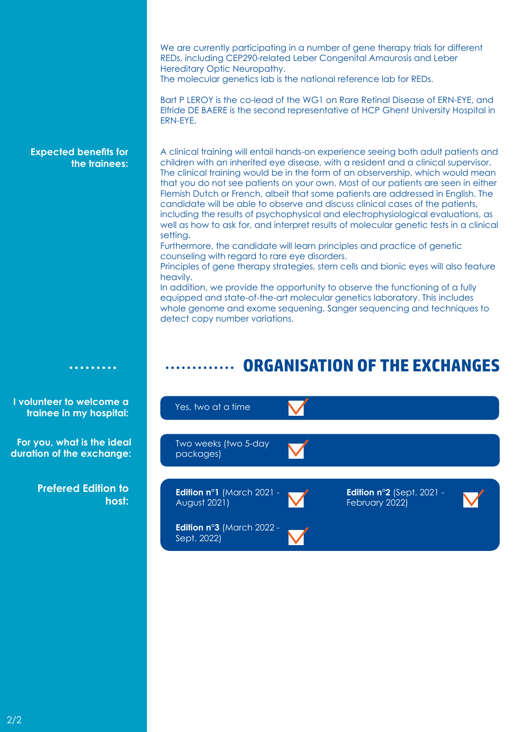We are currently participating in a number of gene therapy trials for different REDs, including CEP290-related Leber Congenital Amaurosis and Leber Hereditary Optic Neuropathy.
The molecular genetics lab is the national reference lab for REDs.

Bart P LEROY is the co-lead of the WG1 on Rare Retinal Disease of ERN-EYE, and Elfride DE BAERE is the second representative of HCP Ghent University Hospital in ERN-EYE.

**Expected benefits for the trainees:**

A clinical training will entail hands-on experience seeing both adult patients and children with an inherited eye disease, with a resident and a clinical supervisor. The clinical training would be in the form of an observership, which would mean that you do not see patients on your own. Most of our patients are seen in either Flemish Dutch or French, albeit that some patients are addressed in English. The candidate will be able to observe and discuss clinical cases of the patients, including the results of psychophysical and electrophysiological evaluations, as well as how to ask for, and interpret results of molecular genetic tests in a clinical setting.
Furthermore, the candidate will learn principles and practice of genetic counseling with regard to rare eye disorders.
Principles of gene therapy strategies, stem cells and bionic eyes will also feature heavily.
In addition, we provide the opportunity to observe the functioning of a fully equipped and state-of-the-art molecular genetics laboratory. This includes whole genome and exome sequening, Sanger sequencing and techniques to detect copy number variations.

## ORGANISATION OF THE EXCHANGES

**I volunteer to welcome a trainee in my hospital:** Yes, two at a time ✓

**For you, what is the ideal duration of the exchange:** Two weeks (two 5-day packages) ✓

**Prefered Edition to host:**

- **Edition n°1** (March 2021 - August 2021) ✓
- **Edition n°2** (Sept. 2021 - February 2022) ✓
- **Edition n°3** (March 2022 - Sept. 2022) ✓